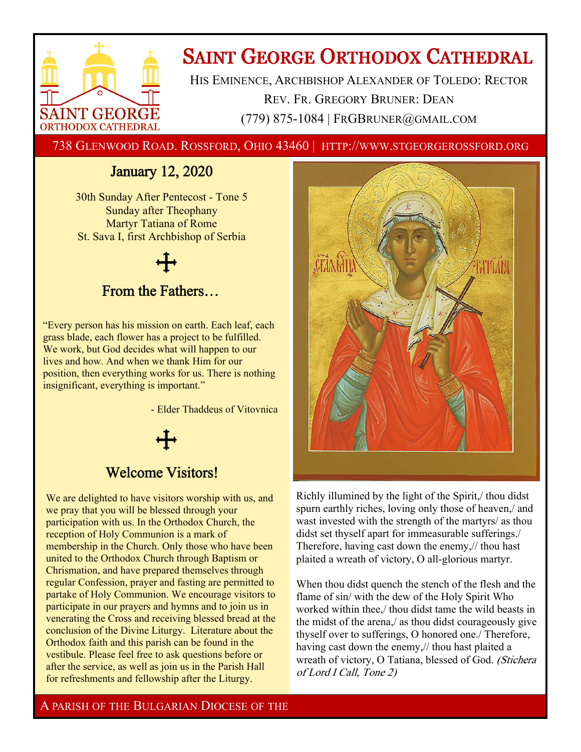# Saint George Orthodox Cathedral

His Eminence, Archbishop Alexander of Toledo: Rector

Rev. Fr. Gregory Bruner: Dean

(779) 875-1084 | FrGBruner@gmail.com

738 Glenwood Road. Rossford, Ohio 43460 | http://www.stgeorgerossford.org

## January 12, 2020

30th Sunday After Pentecost - Tone 5
Sunday after Theophany
Martyr Tatiana of Rome
St. Sava I, first Archbishop of Serbia

## From the Fathers…

"Every person has his mission on earth. Each leaf, each grass blade, each flower has a project to be fulfilled. We work, but God decides what will happen to our lives and how. And when we thank Him for our position, then everything works for us. There is nothing insignificant, everything is important."

- Elder Thaddeus of Vitovnica

## Welcome Visitors!

We are delighted to have visitors worship with us, and we pray that you will be blessed through your participation with us. In the Orthodox Church, the reception of Holy Communion is a mark of membership in the Church. Only those who have been united to the Orthodox Church through Baptism or Chrismation, and have prepared themselves through regular Confession, prayer and fasting are permitted to partake of Holy Communion. We encourage visitors to participate in our prayers and hymns and to join us in venerating the Cross and receiving blessed bread at the conclusion of the Divine Liturgy. Literature about the Orthodox faith and this parish can be found in the vestibule. Please feel free to ask questions before or after the service, as well as join us in the Parish Hall for refreshments and fellowship after the Liturgy.

Richly illumined by the light of the Spirit,/ thou didst spurn earthly riches, loving only those of heaven,/ and wast invested with the strength of the martyrs/ as thou didst set thyself apart for immeasurable sufferings./ Therefore, having cast down the enemy,// thou hast plaited a wreath of victory, O all-glorious martyr.

When thou didst quench the stench of the flesh and the flame of sin/ with the dew of the Holy Spirit Who worked within thee,/ thou didst tame the wild beasts in the midst of the arena,/ as thou didst courageously give thyself over to sufferings, O honored one./ Therefore, having cast down the enemy,// thou hast plaited a wreath of victory, O Tatiana, blessed of God. *(Stichera of Lord I Call, Tone 2)*

A parish of the Bulgarian Diocese of the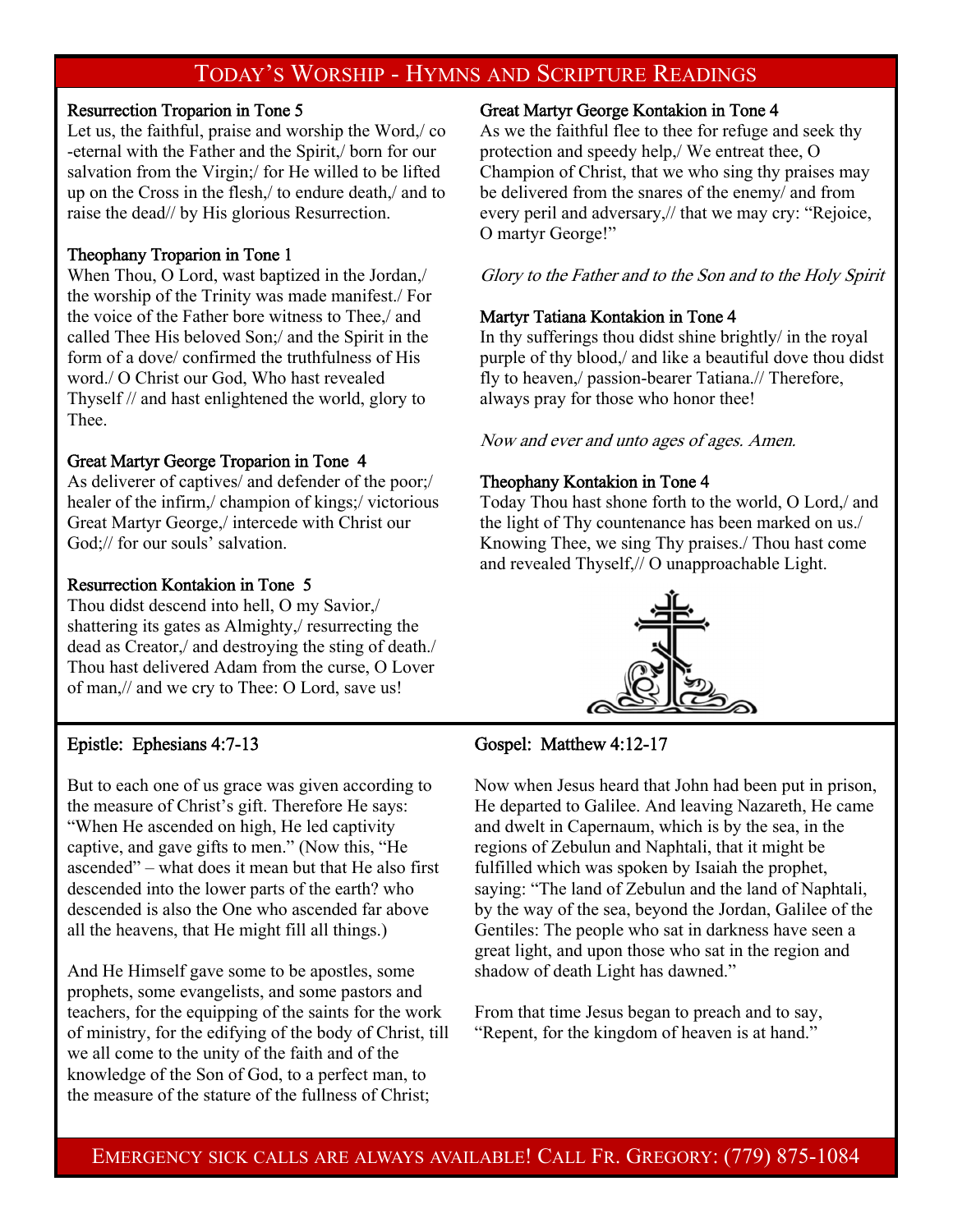## Today's Worship - Hymns and Scripture Readings

### Resurrection Troparion in Tone 5

Let us, the faithful, praise and worship the Word,/ co-eternal with the Father and the Spirit,/ born for our salvation from the Virgin;/ for He willed to be lifted up on the Cross in the flesh,/ to endure death,/ and to raise the dead// by His glorious Resurrection.

### Theophany Troparion in Tone 1

When Thou, O Lord, wast baptized in the Jordan,/ the worship of the Trinity was made manifest./ For the voice of the Father bore witness to Thee,/ and called Thee His beloved Son;/ and the Spirit in the form of a dove/ confirmed the truthfulness of His word./ O Christ our God, Who hast revealed Thyself // and hast enlightened the world, glory to Thee.

### Great Martyr George Troparion in Tone 4

As deliverer of captives/ and defender of the poor;/ healer of the infirm,/ champion of kings;/ victorious Great Martyr George,/ intercede with Christ our God;// for our souls' salvation.

### Resurrection Kontakion in Tone 5

Thou didst descend into hell, O my Savior,/ shattering its gates as Almighty,/ resurrecting the dead as Creator,/ and destroying the sting of death./ Thou hast delivered Adam from the curse, O Lover of man,// and we cry to Thee: O Lord, save us!

### Great Martyr George Kontakion in Tone 4

As we the faithful flee to thee for refuge and seek thy protection and speedy help,/ We entreat thee, O Champion of Christ, that we who sing thy praises may be delivered from the snares of the enemy/ and from every peril and adversary,// that we may cry: "Rejoice, O martyr George!"

*Glory to the Father and to the Son and to the Holy Spirit*

### Martyr Tatiana Kontakion in Tone 4

In thy sufferings thou didst shine brightly/ in the royal purple of thy blood,/ and like a beautiful dove thou didst fly to heaven,/ passion-bearer Tatiana.// Therefore, always pray for those who honor thee!

*Now and ever and unto ages of ages. Amen.*

### Theophany Kontakion in Tone 4

Today Thou hast shone forth to the world, O Lord,/ and the light of Thy countenance has been marked on us./ Knowing Thee, we sing Thy praises./ Thou hast come and revealed Thyself,// O unapproachable Light.

### Epistle: Ephesians 4:7-13

But to each one of us grace was given according to the measure of Christ's gift. Therefore He says: "When He ascended on high, He led captivity captive, and gave gifts to men." (Now this, "He ascended" – what does it mean but that He also first descended into the lower parts of the earth? who descended is also the One who ascended far above all the heavens, that He might fill all things.)

And He Himself gave some to be apostles, some prophets, some evangelists, and some pastors and teachers, for the equipping of the saints for the work of ministry, for the edifying of the body of Christ, till we all come to the unity of the faith and of the knowledge of the Son of God, to a perfect man, to the measure of the stature of the fullness of Christ;

### Gospel: Matthew 4:12-17

Now when Jesus heard that John had been put in prison, He departed to Galilee. And leaving Nazareth, He came and dwelt in Capernaum, which is by the sea, in the regions of Zebulun and Naphtali, that it might be fulfilled which was spoken by Isaiah the prophet, saying: "The land of Zebulun and the land of Naphtali, by the way of the sea, beyond the Jordan, Galilee of the Gentiles: The people who sat in darkness have seen a great light, and upon those who sat in the region and shadow of death Light has dawned."

From that time Jesus began to preach and to say, "Repent, for the kingdom of heaven is at hand."

Emergency sick calls are always available! Call Fr. Gregory: (779) 875-1084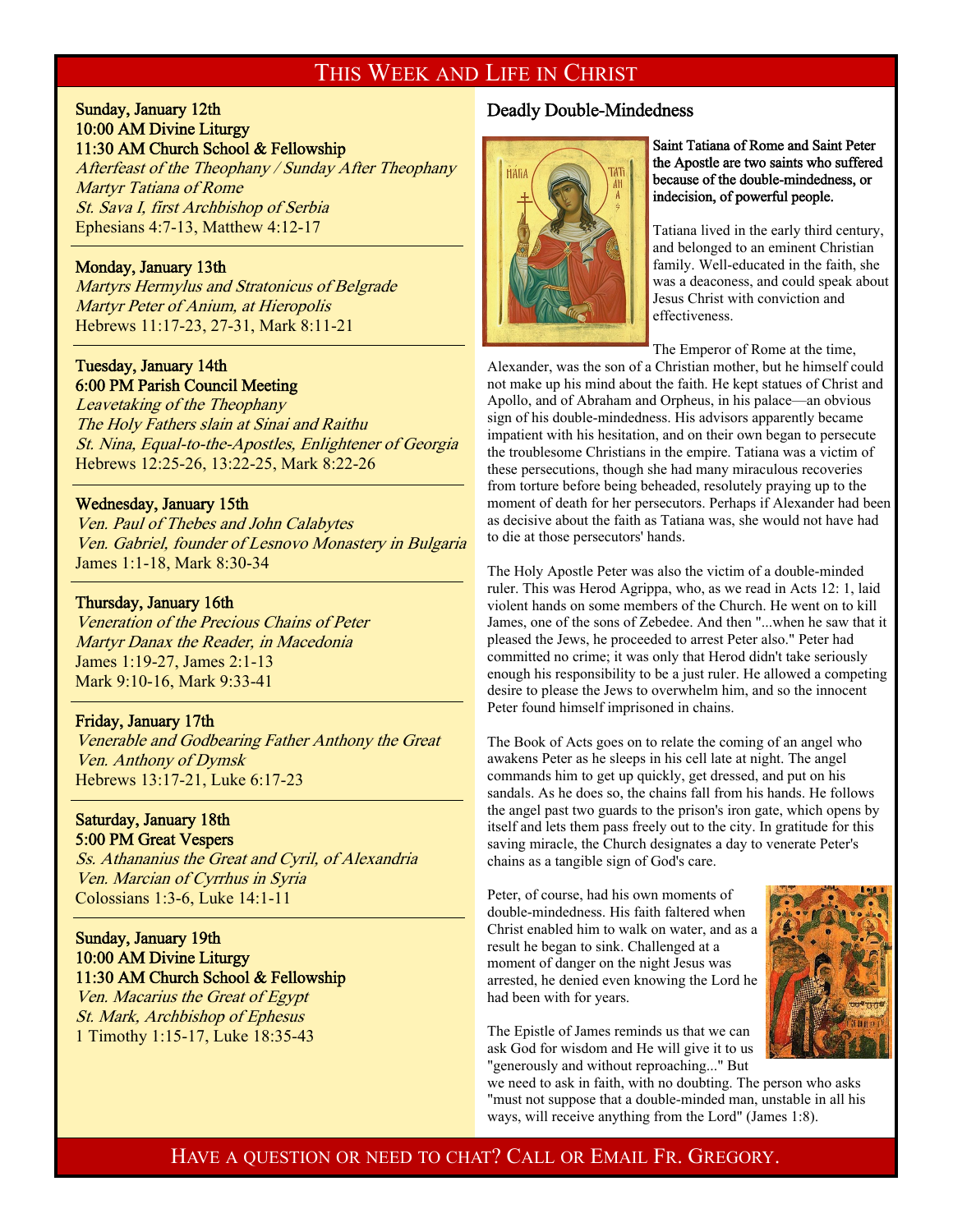# This Week and Life in Christ

**Sunday, January 12th**
**10:00 AM Divine Liturgy**
**11:30 AM Church School & Fellowship**
*Afterfeast of the Theophany / Sunday After Theophany*
*Martyr Tatiana of Rome*
*St. Sava I, first Archbishop of Serbia*
Ephesians 4:7-13, Matthew 4:12-17

**Monday, January 13th**
*Martyrs Hermylus and Stratonicus of Belgrade*
*Martyr Peter of Anium, at Hieropolis*
Hebrews 11:17-23, 27-31, Mark 8:11-21

**Tuesday, January 14th**
**6:00 PM Parish Council Meeting**
*Leavetaking of the Theophany*
*The Holy Fathers slain at Sinai and Raithu*
*St. Nina, Equal-to-the-Apostles, Enlightener of Georgia*
Hebrews 12:25-26, 13:22-25, Mark 8:22-26

**Wednesday, January 15th**
*Ven. Paul of Thebes and John Calabytes*
*Ven. Gabriel, founder of Lesnovo Monastery in Bulgaria*
James 1:1-18, Mark 8:30-34

**Thursday, January 16th**
*Veneration of the Precious Chains of Peter*
*Martyr Danax the Reader, in Macedonia*
James 1:19-27, James 2:1-13
Mark 9:10-16, Mark 9:33-41

**Friday, January 17th**
*Venerable and Godbearing Father Anthony the Great*
*Ven. Anthony of Dymsk*
Hebrews 13:17-21, Luke 6:17-23

**Saturday, January 18th**
**5:00 PM Great Vespers**
*Ss. Athananius the Great and Cyril, of Alexandria*
*Ven. Marcian of Cyrrhus in Syria*
Colossians 1:3-6, Luke 14:1-11

**Sunday, January 19th**
**10:00 AM Divine Liturgy**
**11:30 AM Church School & Fellowship**
*Ven. Macarius the Great of Egypt*
*St. Mark, Archbishop of Ephesus*
1 Timothy 1:15-17, Luke 18:35-43

## Deadly Double-Mindedness

Saint Tatiana of Rome and Saint Peter the Apostle are two saints who suffered because of the double-mindedness, or indecision, of powerful people.

Tatiana lived in the early third century, and belonged to an eminent Christian family. Well-educated in the faith, she was a deaconess, and could speak about Jesus Christ with conviction and effectiveness.

The Emperor of Rome at the time, Alexander, was the son of a Christian mother, but he himself could not make up his mind about the faith. He kept statues of Christ and Apollo, and of Abraham and Orpheus, in his palace—an obvious sign of his double-mindedness. His advisors apparently became impatient with his hesitation, and on their own began to persecute the troublesome Christians in the empire. Tatiana was a victim of these persecutions, though she had many miraculous recoveries from torture before being beheaded, resolutely praying up to the moment of death for her persecutors. Perhaps if Alexander had been as decisive about the faith as Tatiana was, she would not have had to die at those persecutors' hands.

The Holy Apostle Peter was also the victim of a double-minded ruler. This was Herod Agrippa, who, as we read in Acts 12: 1, laid violent hands on some members of the Church. He went on to kill James, one of the sons of Zebedee. And then "...when he saw that it pleased the Jews, he proceeded to arrest Peter also." Peter had committed no crime; it was only that Herod didn't take seriously enough his responsibility to be a just ruler. He allowed a competing desire to please the Jews to overwhelm him, and so the innocent Peter found himself imprisoned in chains.

The Book of Acts goes on to relate the coming of an angel who awakens Peter as he sleeps in his cell late at night. The angel commands him to get up quickly, get dressed, and put on his sandals. As he does so, the chains fall from his hands. He follows the angel past two guards to the prison's iron gate, which opens by itself and lets them pass freely out to the city. In gratitude for this saving miracle, the Church designates a day to venerate Peter's chains as a tangible sign of God's care.

Peter, of course, had his own moments of double-mindedness. His faith faltered when Christ enabled him to walk on water, and as a result he began to sink. Challenged at a moment of danger on the night Jesus was arrested, he denied even knowing the Lord he had been with for years.

The Epistle of James reminds us that we can ask God for wisdom and He will give it to us "generously and without reproaching..." But we need to ask in faith, with no doubting. The person who asks "must not suppose that a double-minded man, unstable in all his ways, will receive anything from the Lord" (James 1:8).

Have a question or need to chat? Call or Email Fr. Gregory.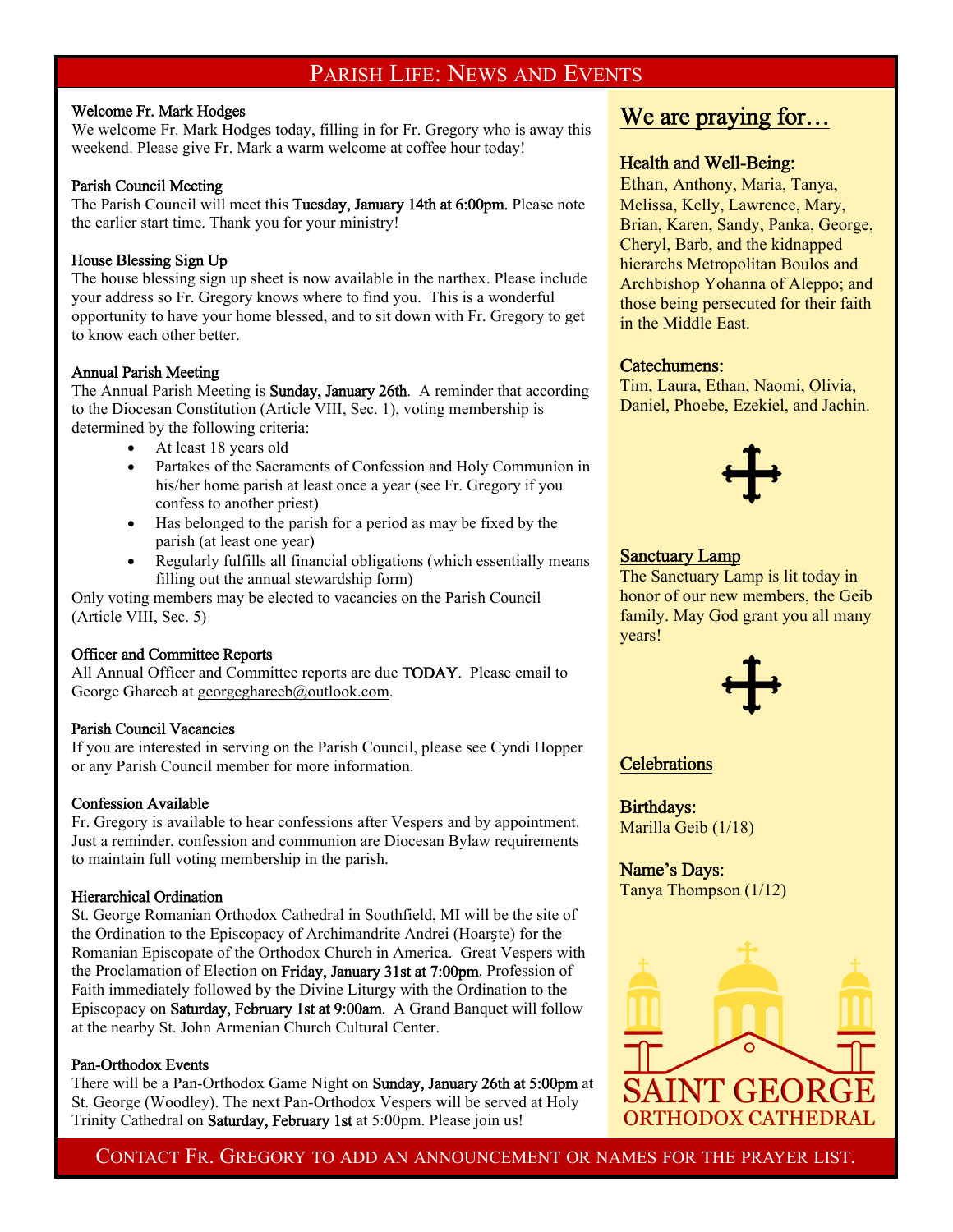# Parish Life: News and Events

### Welcome Fr. Mark Hodges

We welcome Fr. Mark Hodges today, filling in for Fr. Gregory who is away this weekend. Please give Fr. Mark a warm welcome at coffee hour today!

### Parish Council Meeting

The Parish Council will meet this **Tuesday, January 14th at 6:00pm.** Please note the earlier start time. Thank you for your ministry!

### House Blessing Sign Up

The house blessing sign up sheet is now available in the narthex. Please include your address so Fr. Gregory knows where to find you. This is a wonderful opportunity to have your home blessed, and to sit down with Fr. Gregory to get to know each other better.

### Annual Parish Meeting

The Annual Parish Meeting is **Sunday, January 26th**. A reminder that according to the Diocesan Constitution (Article VIII, Sec. 1), voting membership is determined by the following criteria:

- At least 18 years old
- Partakes of the Sacraments of Confession and Holy Communion in his/her home parish at least once a year (see Fr. Gregory if you confess to another priest)
- Has belonged to the parish for a period as may be fixed by the parish (at least one year)
- Regularly fulfills all financial obligations (which essentially means filling out the annual stewardship form)

Only voting members may be elected to vacancies on the Parish Council (Article VIII, Sec. 5)

### Officer and Committee Reports

All Annual Officer and Committee reports are due **TODAY**. Please email to George Ghareeb at georgeghareeb@outlook.com.

### Parish Council Vacancies

If you are interested in serving on the Parish Council, please see Cyndi Hopper or any Parish Council member for more information.

### Confession Available

Fr. Gregory is available to hear confessions after Vespers and by appointment. Just a reminder, confession and communion are Diocesan Bylaw requirements to maintain full voting membership in the parish.

### Hierarchical Ordination

St. George Romanian Orthodox Cathedral in Southfield, MI will be the site of the Ordination to the Episcopacy of Archimandrite Andrei (Hoarște) for the Romanian Episcopate of the Orthodox Church in America. Great Vespers with the Proclamation of Election on **Friday, January 31st at 7:00pm**. Profession of Faith immediately followed by the Divine Liturgy with the Ordination to the Episcopacy on **Saturday, February 1st at 9:00am.** A Grand Banquet will follow at the nearby St. John Armenian Church Cultural Center.

### Pan-Orthodox Events

There will be a Pan-Orthodox Game Night on **Sunday, January 26th at 5:00pm** at St. George (Woodley). The next Pan-Orthodox Vespers will be served at Holy Trinity Cathedral on **Saturday, February 1st** at 5:00pm. Please join us!

## We are praying for…

### Health and Well-Being:

Ethan, Anthony, Maria, Tanya, Melissa, Kelly, Lawrence, Mary, Brian, Karen, Sandy, Panka, George, Cheryl, Barb, and the kidnapped hierarchs Metropolitan Boulos and Archbishop Yohanna of Aleppo; and those being persecuted for their faith in the Middle East.

### Catechumens:

Tim, Laura, Ethan, Naomi, Olivia, Daniel, Phoebe, Ezekiel, and Jachin.

### Sanctuary Lamp

The Sanctuary Lamp is lit today in honor of our new members, the Geib family. May God grant you all many years!

### Celebrations

**Birthdays:**
Marilla Geib (1/18)

**Name's Days:**
Tanya Thompson (1/12)

SAINT GEORGE
ORTHODOX CATHEDRAL

Contact Fr. Gregory to add an announcement or names for the prayer list.